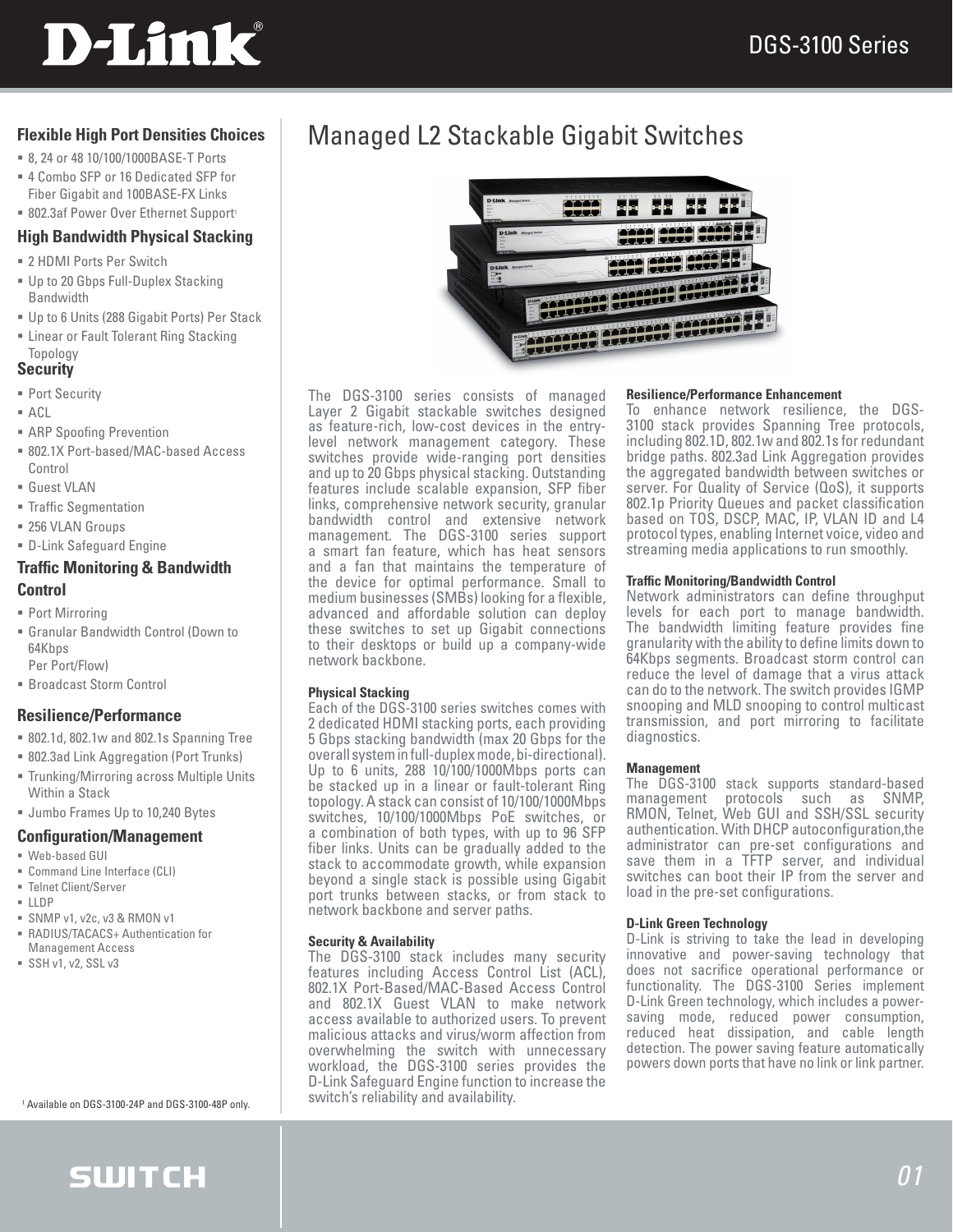# Managed L2 Stackable Gigabit Switches

## Flexible High Port Densities Choices

- 8, 24 or 48 10/100/1000BASE-T Ports
- 4 Combo SFP or 16 Dedicated SFP for Fiber Gigabit and 100BASE-FX Links
- 802.3af Power Over Ethernet Support[1]

## High Bandwidth Physical Stacking

- 2 HDMI Ports Per Switch
- Up to 20 Gbps Full-Duplex Stacking Bandwidth
- Up to 6 Units (288 Gigabit Ports) Per Stack
- Linear or Fault Tolerant Ring Stacking Topology

## Security

- Port Security
- ACL
- ARP Spoofing Prevention
- 802.1X Port-based/MAC-based Access Control
- Guest VLAN
- Traffic Segmentation
- 256 VLAN Groups
- D-Link Safeguard Engine

## Traffic Monitoring & Bandwidth Control

- Port Mirroring
- Granular Bandwidth Control (Down to 64Kbps Per Port/Flow)
- Broadcast Storm Control

## Resilience/Performance

- 802.1d, 802.1w and 802.1s Spanning Tree
- 802.3ad Link Aggregation (Port Trunks)
- Trunking/Mirroring across Multiple Units Within a Stack
- Jumbo Frames Up to 10,240 Bytes

## Configuration/Management

- Web-based GUI
- Command Line Interface (CLI)
- Telnet Client/Server
- LLDP
- SNMP v1, v2c, v3 & RMON v1
- RADIUS/TACACS+ Authentication for Management Access
- SSH v1, v2, SSL v3

[1] Available on DGS-3100-24P and DGS-3100-48P only.

The DGS-3100 series consists of managed Layer 2 Gigabit stackable switches designed as feature-rich, low-cost devices in the entry-level network management category. These switches provide wide-ranging port densities and up to 20 Gbps physical stacking. Outstanding features include scalable expansion, SFP fiber links, comprehensive network security, granular bandwidth control and extensive network management. The DGS-3100 series support a smart fan feature, which has heat sensors and a fan that maintains the temperature of the device for optimal performance. Small to medium businesses (SMBs) looking for a flexible, advanced and affordable solution can deploy these switches to set up Gigabit connections to their desktops or build up a company-wide network backbone.

**Physical Stacking**

Each of the DGS-3100 series switches comes with 2 dedicated HDMI stacking ports, each providing 5 Gbps stacking bandwidth (max 20 Gbps for the overall system in full-duplex mode, bi-directional). Up to 6 units, 288 10/100/1000Mbps ports can be stacked up in a linear or fault-tolerant Ring topology. A stack can consist of 10/100/1000Mbps switches, 10/100/1000Mbps PoE switches, or a combination of both types, with up to 96 SFP fiber links. Units can be gradually added to the stack to accommodate growth, while expansion beyond a single stack is possible using Gigabit port trunks between stacks, or from stack to network backbone and server paths.

**Security & Availability**

The DGS-3100 stack includes many security features including Access Control List (ACL), 802.1X Port-Based/MAC-Based Access Control and 802.1X Guest VLAN to make network access available to authorized users. To prevent malicious attacks and virus/worm affection from overwhelming the switch with unnecessary workload, the DGS-3100 series provides the D-Link Safeguard Engine function to increase the switch's reliability and availability.

**Resilience/Performance Enhancement**

To enhance network resilience, the DGS-3100 stack provides Spanning Tree protocols, including 802.1D, 802.1w and 802.1s for redundant bridge paths. 802.3ad Link Aggregation provides the aggregated bandwidth between switches or server. For Quality of Service (QoS), it supports 802.1p Priority Queues and packet classification based on TOS, DSCP, MAC, IP, VLAN ID and L4 protocol types, enabling Internet voice, video and streaming media applications to run smoothly.

**Traffic Monitoring/Bandwidth Control**

Network administrators can define throughput levels for each port to manage bandwidth. The bandwidth limiting feature provides fine granularity with the ability to define limits down to 64Kbps segments. Broadcast storm control can reduce the level of damage that a virus attack can do to the network. The switch provides IGMP snooping and MLD snooping to control multicast transmission, and port mirroring to facilitate diagnostics.

**Management**

The DGS-3100 stack supports standard-based management protocols such as SNMP, RMON, Telnet, Web GUI and SSH/SSL security authentication. With DHCP autoconfiguration,the administrator can pre-set configurations and save them in a TFTP server, and individual switches can boot their IP from the server and load in the pre-set configurations.

**D-Link Green Technology**

D-Link is striving to take the lead in developing innovative and power-saving technology that does not sacrifice operational performance or functionality. The DGS-3100 Series implement D-Link Green technology, which includes a power-saving mode, reduced power consumption, reduced heat dissipation, and cable length detection. The power saving feature automatically powers down ports that have no link or link partner.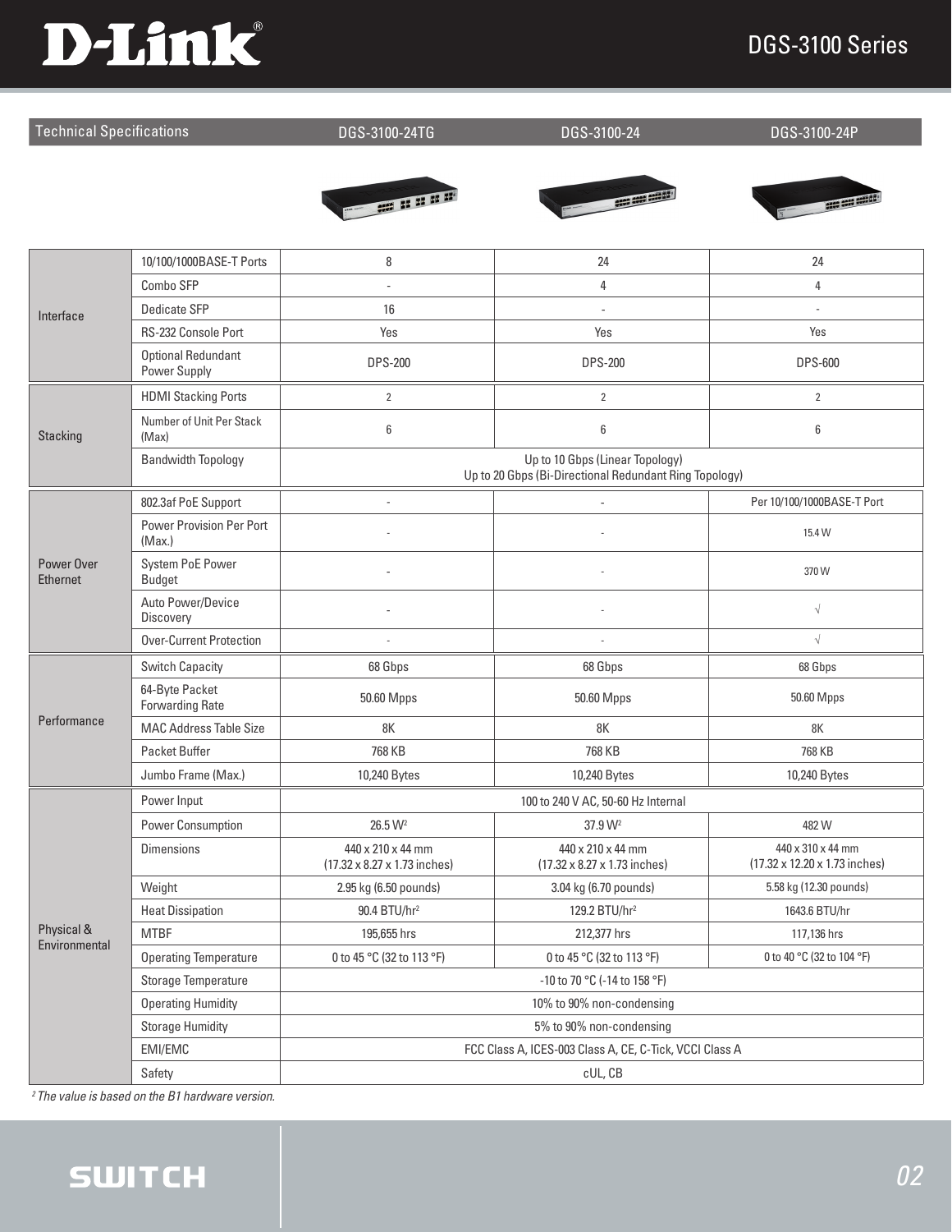| Technical Specifications | | DGS-3100-24TG | DGS-3100-24 | DGS-3100-24P |
|---|---|---|---|---|
| Interface | 10/100/1000BASE-T Ports | 8 | 24 | 24 |
| | Combo SFP | - | 4 | 4 |
| | Dedicate SFP | 16 | - | - |
| | RS-232 Console Port | Yes | Yes | Yes |
| | Optional Redundant Power Supply | DPS-200 | DPS-200 | DPS-600 |
| Stacking | HDMI Stacking Ports | 2 | 2 | 2 |
| | Number of Unit Per Stack (Max) | 6 | 6 | 6 |
| | Bandwidth Topology | Up to 10 Gbps (Linear Topology)<br>Up to 20 Gbps (Bi-Directional Redundant Ring Topology) | | |
| Power Over Ethernet | 802.3af PoE Support | - | - | Per 10/100/1000BASE-T Port |
| | Power Provision Per Port (Max.) | - | - | 15.4 W |
| | System PoE Power Budget | - | - | 370 W |
| | Auto Power/Device Discovery | - | - | √ |
| | Over-Current Protection | - | - | √ |
| Performance | Switch Capacity | 68 Gbps | 68 Gbps | 68 Gbps |
| | 64-Byte Packet Forwarding Rate | 50.60 Mpps | 50.60 Mpps | 50.60 Mpps |
| | MAC Address Table Size | 8K | 8K | 8K |
| | Packet Buffer | 768 KB | 768 KB | 768 KB |
| | Jumbo Frame (Max.) | 10,240 Bytes | 10,240 Bytes | 10,240 Bytes |
| Physical & Environmental | Power Input | 100 to 240 V AC, 50-60 Hz Internal | | |
| | Power Consumption | 26.5 W[2] | 37.9 W[2] | 482 W |
| | Dimensions | 440 x 210 x 44 mm<br>(17.32 x 8.27 x 1.73 inches) | 440 x 210 x 44 mm<br>(17.32 x 8.27 x 1.73 inches) | 440 x 310 x 44 mm<br>(17.32 x 12.20 x 1.73 inches) |
| | Weight | 2.95 kg (6.50 pounds) | 3.04 kg (6.70 pounds) | 5.58 kg (12.30 pounds) |
| | Heat Dissipation | 90.4 BTU/hr[2] | 129.2 BTU/hr[2] | 1643.6 BTU/hr |
| | MTBF | 195,655 hrs | 212,377 hrs | 117,136 hrs |
| | Operating Temperature | 0 to 45 °C (32 to 113 °F) | 0 to 45 °C (32 to 113 °F) | 0 to 40 °C (32 to 104 °F) |
| | Storage Temperature | -10 to 70 °C (-14 to 158 °F) | | |
| | Operating Humidity | 10% to 90% non-condensing | | |
| | Storage Humidity | 5% to 90% non-condensing | | |
| | EMI/EMC | FCC Class A, ICES-003 Class A, CE, C-Tick, VCCI Class A | | |
| | Safety | cUL, CB | | |

*[2] The value is based on the B1 hardware version.*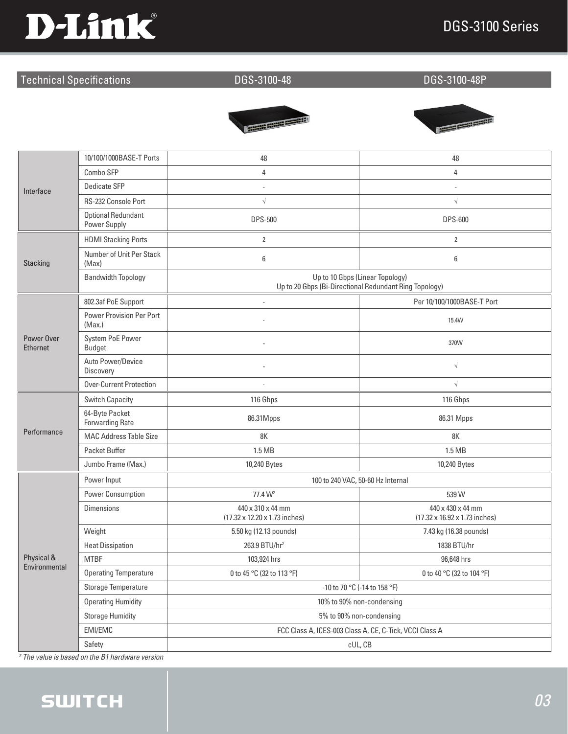## Technical Specifications

| Technical Specifications | | DGS-3100-48 | DGS-3100-48P |
|---|---|---|---|
| Interface | 10/100/1000BASE-T Ports | 48 | 48 |
| | Combo SFP | 4 | 4 |
| | Dedicate SFP | - | - |
| | RS-232 Console Port | √ | √ |
| | Optional Redundant Power Supply | DPS-500 | DPS-600 |
| Stacking | HDMI Stacking Ports | 2 | 2 |
| | Number of Unit Per Stack (Max) | 6 | 6 |
| | Bandwidth Topology | Up to 10 Gbps (Linear Topology)<br>Up to 20 Gbps (Bi-Directional Redundant Ring Topology) | |
| Power Over Ethernet | 802.3af PoE Support | - | Per 10/100/1000BASE-T Port |
| | Power Provision Per Port (Max.) | - | 15.4W |
| | System PoE Power Budget | - | 370W |
| | Auto Power/Device Discovery | - | √ |
| | Over-Current Protection | - | √ |
| Performance | Switch Capacity | 116 Gbps | 116 Gbps |
| | 64-Byte Packet Forwarding Rate | 86.31Mpps | 86.31 Mpps |
| | MAC Address Table Size | 8K | 8K |
| | Packet Buffer | 1.5 MB | 1.5 MB |
| | Jumbo Frame (Max.) | 10,240 Bytes | 10,240 Bytes |
| Physical & Environmental | Power Input | 100 to 240 VAC, 50-60 Hz Internal | |
| | Power Consumption | 77.4 W[2] | 539 W |
| | Dimensions | 440 x 310 x 44 mm<br>(17.32 x 12.20 x 1.73 inches) | 440 x 430 x 44 mm<br>(17.32 x 16.92 x 1.73 inches) |
| | Weight | 5.50 kg (12.13 pounds) | 7.43 kg (16.38 pounds) |
| | Heat Dissipation | 263.9 BTU/hr[2] | 1838 BTU/hr |
| | MTBF | 103,924 hrs | 96,648 hrs |
| | Operating Temperature | 0 to 45 °C (32 to 113 °F) | 0 to 40 °C (32 to 104 °F) |
| | Storage Temperature | -10 to 70 °C (-14 to 158 °F) | |
| | Operating Humidity | 10% to 90% non-condensing | |
| | Storage Humidity | 5% to 90% non-condensing | |
| | EMI/EMC | FCC Class A, ICES-003 Class A, CE, C-Tick, VCCI Class A | |
| | Safety | cUL, CB | |

*[2] The value is based on the B1 hardware version*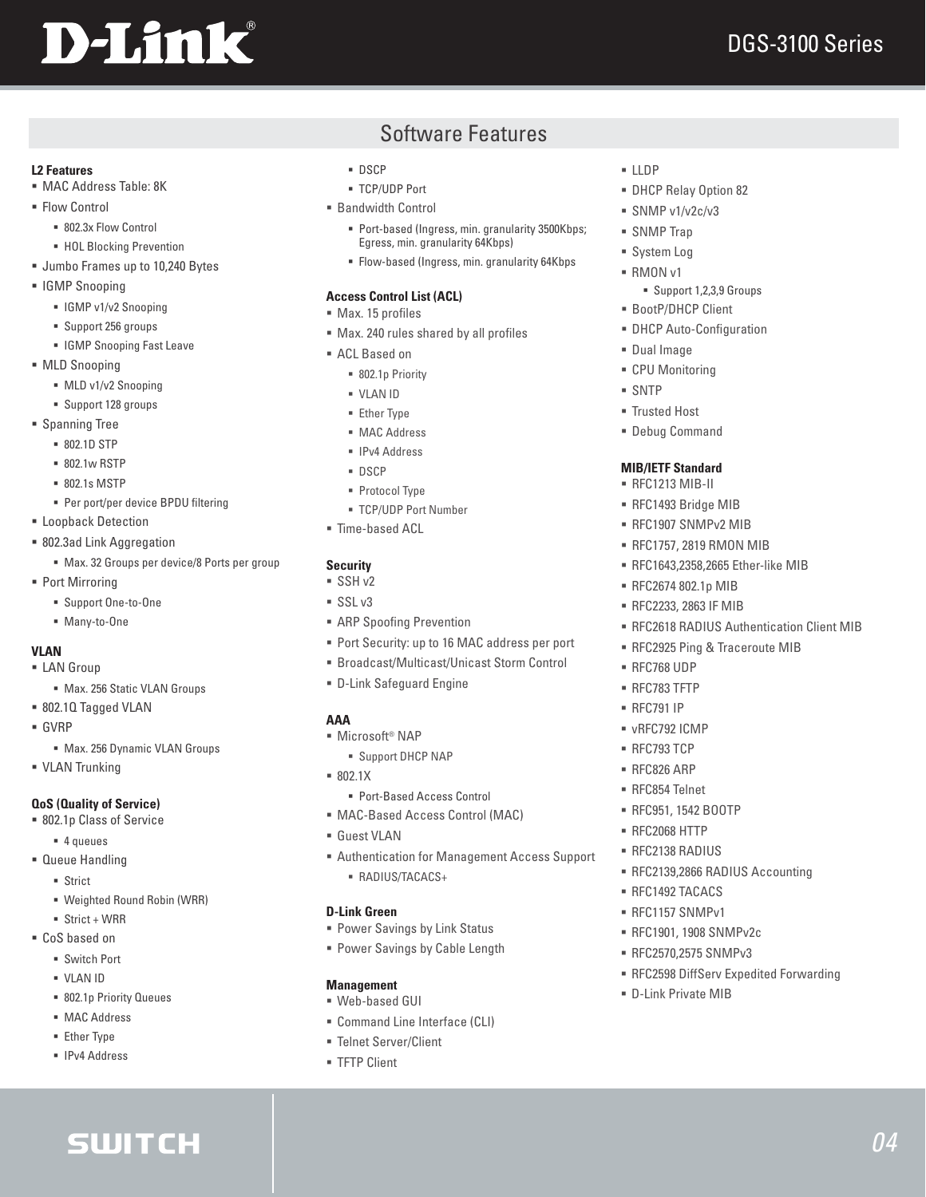## Software Features

**L2 Features**

- MAC Address Table: 8K
- Flow Control
  - 802.3x Flow Control
  - HOL Blocking Prevention
- Jumbo Frames up to 10,240 Bytes
- IGMP Snooping
  - IGMP v1/v2 Snooping
  - Support 256 groups
  - IGMP Snooping Fast Leave
- MLD Snooping
  - MLD v1/v2 Snooping
  - Support 128 groups
- Spanning Tree
  - 802.1D STP
  - 802.1w RSTP
  - 802.1s MSTP
  - Per port/per device BPDU filtering
- Loopback Detection
- 802.3ad Link Aggregation
  - Max. 32 Groups per device/8 Ports per group
- Port Mirroring
  - Support One-to-One
  - Many-to-One

**VLAN**

- LAN Group
  - Max. 256 Static VLAN Groups
- 802.1Q Tagged VLAN
- GVRP
  - Max. 256 Dynamic VLAN Groups
- VLAN Trunking

**QoS (Quality of Service)**

- 802.1p Class of Service
  - 4 queues
- Queue Handling
  - Strict
  - Weighted Round Robin (WRR)
  - Strict + WRR
- CoS based on
  - Switch Port
  - VLAN ID
  - 802.1p Priority Queues
  - MAC Address
  - Ether Type
  - IPv4 Address
  - DSCP
  - TCP/UDP Port
- Bandwidth Control
  - Port-based (Ingress, min. granularity 3500Kbps; Egress, min. granularity 64Kbps)
  - Flow-based (Ingress, min. granularity 64Kbps

**Access Control List (ACL)**

- Max. 15 profiles
- Max. 240 rules shared by all profiles
- ACL Based on
  - 802.1p Priority
  - VLAN ID
  - Ether Type
  - MAC Address
  - IPv4 Address
  - DSCP
  - Protocol Type
  - TCP/UDP Port Number
- Time-based ACL

**Security**

- SSH v2
- SSL v3
- ARP Spoofing Prevention
- Port Security: up to 16 MAC address per port
- Broadcast/Multicast/Unicast Storm Control
- D-Link Safeguard Engine

**AAA**

- Microsoft® NAP
  - Support DHCP NAP
- 802.1X
  - Port-Based Access Control
- MAC-Based Access Control (MAC)
- Guest VLAN
- Authentication for Management Access Support
  - RADIUS/TACACS+

**D-Link Green**

- Power Savings by Link Status
- Power Savings by Cable Length

**Management**

- Web-based GUI
- Command Line Interface (CLI)
- Telnet Server/Client
- TFTP Client
- LLDP
- DHCP Relay Option 82
- SNMP v1/v2c/v3
- SNMP Trap
- System Log
- RMON v1
  - Support 1,2,3,9 Groups
- BootP/DHCP Client
- DHCP Auto-Configuration
- Dual Image
- CPU Monitoring
- SNTP
- Trusted Host
- Debug Command

**MIB/IETF Standard**

- RFC1213 MIB-II
- RFC1493 Bridge MIB
- RFC1907 SNMPv2 MIB
- RFC1757, 2819 RMON MIB
- RFC1643,2358,2665 Ether-like MIB
- RFC2674 802.1p MIB
- RFC2233, 2863 IF MIB
- RFC2618 RADIUS Authentication Client MIB
- RFC2925 Ping & Traceroute MIB
- RFC768 UDP
- RFC783 TFTP
- RFC791 IP
- vRFC792 ICMP
- RFC793 TCP
- RFC826 ARP
- RFC854 Telnet
- RFC951, 1542 BOOTP
- RFC2068 HTTP
- RFC2138 RADIUS
- RFC2139,2866 RADIUS Accounting
- RFC1492 TACACS
- RFC1157 SNMPv1
- RFC1901, 1908 SNMPv2c
- RFC2570,2575 SNMPv3
- RFC2598 DiffServ Expedited Forwarding
- D-Link Private MIB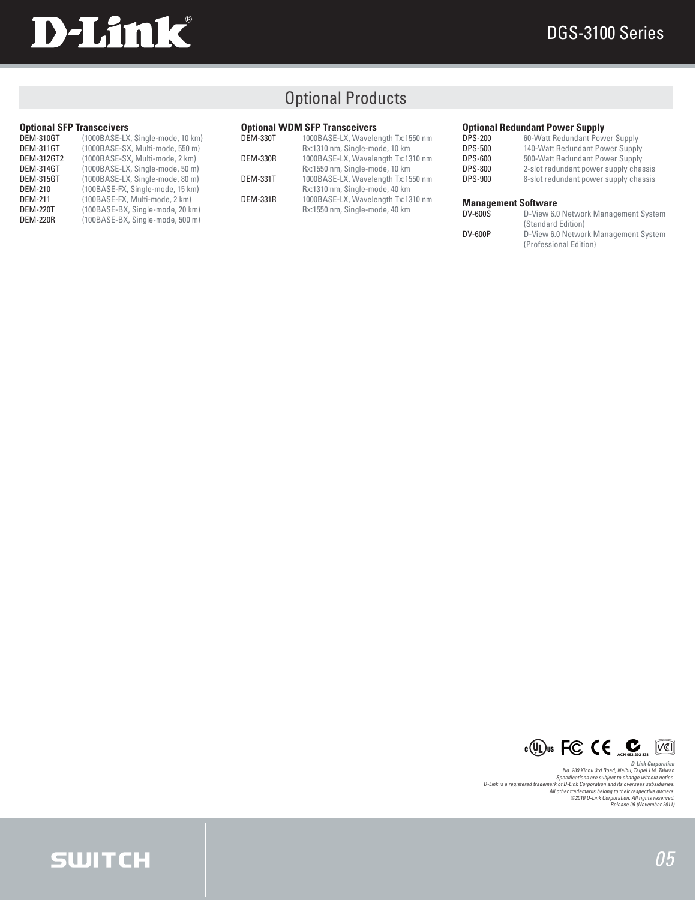## Optional Products

### Optional SFP Transceivers

| | |
|---|---|
| DEM-310GT | (1000BASE-LX, Single-mode, 10 km) |
| DEM-311GT | (1000BASE-SX, Multi-mode, 550 m) |
| DEM-312GT2 | (1000BASE-SX, Multi-mode, 2 km) |
| DEM-314GT | (1000BASE-LX, Single-mode, 50 m) |
| DEM-315GT | (1000BASE-LX, Single-mode, 80 m) |
| DEM-210 | (100BASE-FX, Single-mode, 15 km) |
| DEM-211 | (100BASE-FX, Multi-mode, 2 km) |
| DEM-220T | (100BASE-BX, Single-mode, 20 km) |
| DEM-220R | (100BASE-BX, Single-mode, 500 m) |

### Optional WDM SFP Transceivers

| | |
|---|---|
| DEM-330T | 1000BASE-LX, Wavelength Tx:1550 nm Rx:1310 nm, Single-mode, 10 km |
| DEM-330R | 1000BASE-LX, Wavelength Tx:1310 nm Rx:1550 nm, Single-mode, 10 km |
| DEM-331T | 1000BASE-LX, Wavelength Tx:1550 nm Rx:1310 nm, Single-mode, 40 km |
| DEM-331R | 1000BASE-LX, Wavelength Tx:1310 nm Rx:1550 nm, Single-mode, 40 km |

### Optional Redundant Power Supply

| | |
|---|---|
| DPS-200 | 60-Watt Redundant Power Supply |
| DPS-500 | 140-Watt Redundant Power Supply |
| DPS-600 | 500-Watt Redundant Power Supply |
| DPS-800 | 2-slot redundant power supply chassis |
| DPS-900 | 8-slot redundant power supply chassis |

### Management Software

| | |
|---|---|
| DV-600S | D-View 6.0 Network Management System (Standard Edition) |
| DV-600P | D-View 6.0 Network Management System (Professional Edition) |

ACN 052 202 838

*D-Link Corporation*
*No. 289 Xinhu 3rd Road, Neihu, Taipei 114, Taiwan*
*Specifications are subject to change without notice.*
*D-Link is a registered trademark of D-Link Corporation and its overseas subsidiaries.*
*All other trademarks belong to their respective owners.*
*©2010 D-Link Corporation. All rights reserved.*
*Release 09 (November 2011)*